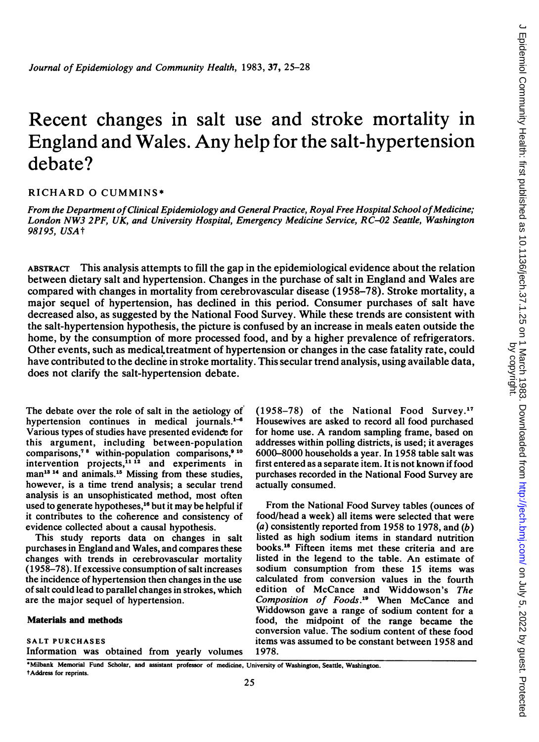# Recent changes in salt use and stroke mortality in England and Wales. Any help for the salt-hypertension debate?

RICHARD O CUMMINS*

*From the Department of Clinical Epidemiology and General Practice, Royal Free Hospital School of Medicine; London NW3 2PF, UK, and University Hospital, Emergency Medicine Service, RC–02 Seattle, Washington 98195, USA*†

ABSTRACT This analysis attempts to fill the gap in the epidemiological evidence about the relation between dietary salt and hypertension. Changes in the purchase of salt in England and Wales are compared with changes in mortality from cerebrovascular disease (1958–78). Stroke mortality, a major sequel of hypertension, has declined in this period. Consumer purchases of salt have decreased also, as suggested by the National Food Survey. While these trends are consistent with the salt-hypertension hypothesis, the picture is confused by an increase in meals eaten outside the home, by the consumption of more processed food, and by a higher prevalence of refrigerators. Other events, such as medical treatment of hypertension or changes in the case fatality rate, could have contributed to the decline in stroke mortality. This secular trend analysis, using available data, does not clarify the salt-hypertension debate.

The debate over the role of salt in the aetiology of hypertension continues in medical journals.[1–6] Various types of studies have presented evidence for this argument, including between-population comparisons,[7 8] within-population comparisons,[9 10] intervention projects,[11 12] and experiments in man[13 14] and animals.[15] Missing from these studies, however, is a time trend analysis; a secular trend analysis is an unsophisticated method, most often used to generate hypotheses,[16] but it may be helpful if it contributes to the coherence and consistency of evidence collected about a causal hypothesis.

This study reports data on changes in salt purchases in England and Wales, and compares these changes with trends in cerebrovascular mortality (1958–78). If excessive consumption of salt increases the incidence of hypertension then changes in the use of salt could lead to parallel changes in strokes, which are the major sequel of hypertension.

## Materials and methods

### SALT PURCHASES

Information was obtained from yearly volumes (1958–78) of the National Food Survey.[17] Housewives are asked to record all food purchased for home use. A random sampling frame, based on addresses within polling districts, is used; it averages 6000–8000 households a year. In 1958 table salt was first entered as a separate item. It is not known if food purchases recorded in the National Food Survey are actually consumed.

From the National Food Survey tables (ounces of food/head a week) all items were selected that were (*a*) consistently reported from 1958 to 1978, and (*b*) listed as high sodium items in standard nutrition books.[18] Fifteen items met these criteria and are listed in the legend to the table. An estimate of sodium consumption from these 15 items was calculated from conversion values in the fourth edition of McCance and Widdowson's *The Composition of Foods*.[19] When McCance and Widdowson gave a range of sodium content for a food, the midpoint of the range became the conversion value. The sodium content of these food items was assumed to be constant between 1958 and 1978.

*Milbank Memorial Fund Scholar, and assistant professor of medicine, University of Washington, Seattle, Washington.
†Address for reprints.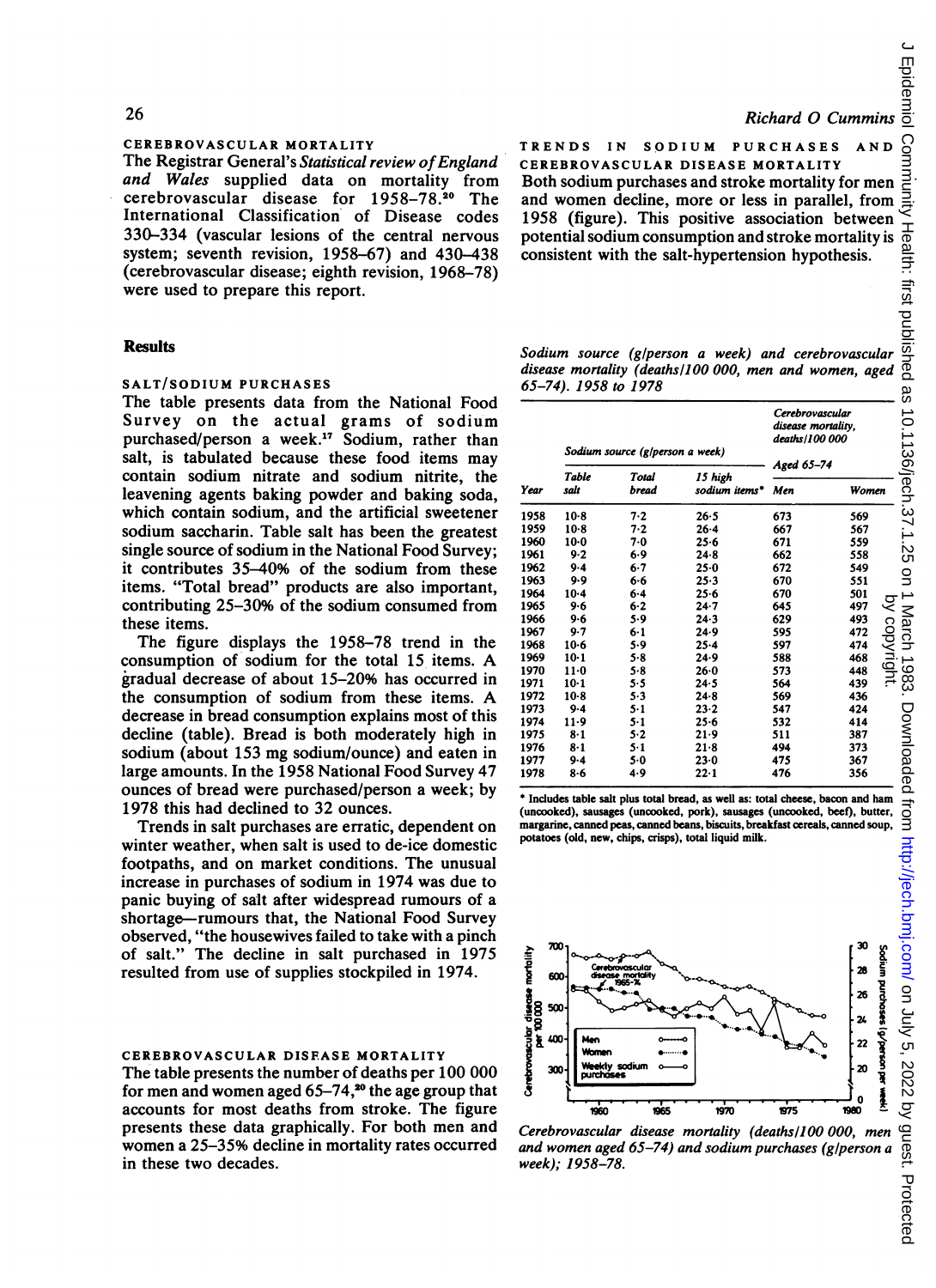### CEREBROVASCULAR MORTALITY

The Registrar General's *Statistical review of England and Wales* supplied data on mortality from cerebrovascular disease for 1958–78.[20] The International Classification of Disease codes 330–334 (vascular lesions of the central nervous system; seventh revision, 1958–67) and 430–438 (cerebrovascular disease; eighth revision, 1968–78) were used to prepare this report.

## Results

### SALT/SODIUM PURCHASES

The table presents data from the National Food Survey on the actual grams of sodium purchased/person a week.[17] Sodium, rather than salt, is tabulated because these food items may contain sodium nitrate and sodium nitrite, the leavening agents baking powder and baking soda, which contain sodium, and the artificial sweetener sodium saccharin. Table salt has been the greatest single source of sodium in the National Food Survey; it contributes 35–40% of the sodium from these items. "Total bread" products are also important, contributing 25–30% of the sodium consumed from these items.

The figure displays the 1958–78 trend in the consumption of sodium for the total 15 items. A gradual decrease of about 15–20% has occurred in the consumption of sodium from these items. A decrease in bread consumption explains most of this decline (table). Bread is both moderately high in sodium (about 153 mg sodium/ounce) and eaten in large amounts. In the 1958 National Food Survey 47 ounces of bread were purchased/person a week; by 1978 this had declined to 32 ounces.

Trends in salt purchases are erratic, dependent on winter weather, when salt is used to de-ice domestic footpaths, and on market conditions. The unusual increase in purchases of sodium in 1974 was due to panic buying of salt after widespread rumours of a shortage—rumours that, the National Food Survey observed, "the housewives failed to take with a pinch of salt." The decline in salt purchased in 1975 resulted from use of supplies stockpiled in 1974.

### CEREBROVASCULAR DISEASE MORTALITY

The table presents the number of deaths per 100 000 for men and women aged 65–74,[20] the age group that accounts for most deaths from stroke. The figure presents these data graphically. For both men and women a 25–35% decline in mortality rates occurred in these two decades.

### TRENDS IN SODIUM PURCHASES AND CEREBROVASCULAR DISEASE MORTALITY

Both sodium purchases and stroke mortality for men and women decline, more or less in parallel, from 1958 (figure). This positive association between potential sodium consumption and stroke mortality is consistent with the salt-hypertension hypothesis.

*Sodium source (g/person a week) and cerebrovascular disease mortality (deaths/100 000, men and women, aged 65–74). 1958 to 1978*

| Year | Sodium source (g/person a week) | | | Cerebrovascular disease mortality, deaths/100 000 Aged 65–74 | |
|---|---|---|---|---|---|
| | Table salt | Total bread | 15 high sodium items* | Men | Women |
| 1958 | 10·8 | 7·2 | 26·5 | 673 | 569 |
| 1959 | 10·8 | 7·2 | 26·4 | 667 | 567 |
| 1960 | 10·0 | 7·0 | 25·6 | 671 | 559 |
| 1961 | 9·2 | 6·9 | 24·8 | 662 | 558 |
| 1962 | 9·4 | 6·7 | 25·0 | 672 | 549 |
| 1963 | 9·9 | 6·6 | 25·3 | 670 | 551 |
| 1964 | 10·4 | 6·4 | 25·6 | 670 | 501 |
| 1965 | 9·6 | 6·2 | 24·7 | 645 | 497 |
| 1966 | 9·6 | 5·9 | 24·3 | 629 | 493 |
| 1967 | 9·7 | 6·1 | 24·9 | 595 | 472 |
| 1968 | 10·6 | 5·9 | 25·4 | 597 | 474 |
| 1969 | 10·1 | 5·8 | 24·9 | 588 | 468 |
| 1970 | 11·0 | 5·8 | 26·0 | 573 | 448 |
| 1971 | 10·1 | 5·5 | 24·5 | 564 | 439 |
| 1972 | 10·8 | 5·3 | 24·8 | 569 | 436 |
| 1973 | 9·4 | 5·1 | 23·2 | 547 | 424 |
| 1974 | 11·9 | 5·1 | 25·6 | 532 | 414 |
| 1975 | 8·1 | 5·2 | 21·9 | 511 | 387 |
| 1976 | 8·1 | 5·1 | 21·8 | 494 | 373 |
| 1977 | 9·4 | 5·0 | 23·0 | 475 | 367 |
| 1978 | 8·6 | 4·9 | 22·1 | 476 | 356 |

\* Includes table salt plus total bread, as well as: total cheese, bacon and ham (uncooked), sausages (uncooked, pork), sausages (uncooked, beef), butter, margarine, canned peas, canned beans, biscuits, breakfast cereals, canned soup, potatoes (old, new, chips, crisps), total liquid milk.

*Cerebrovascular disease mortality (deaths/100 000, men and women aged 65–74) and sodium purchases (g/person a week); 1958–78.*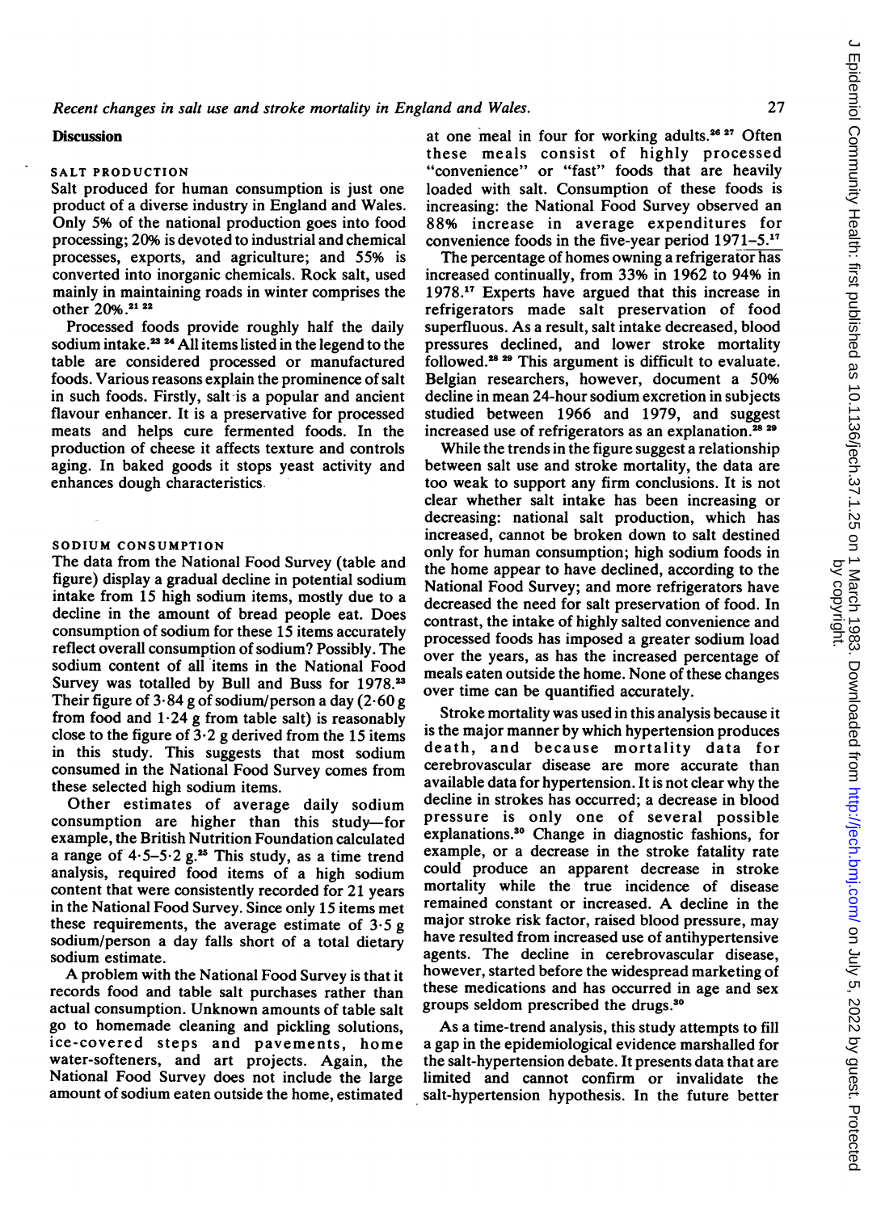## Discussion

### SALT PRODUCTION

Salt produced for human consumption is just one product of a diverse industry in England and Wales. Only 5% of the national production goes into food processing; 20% is devoted to industrial and chemical processes, exports, and agriculture; and 55% is converted into inorganic chemicals. Rock salt, used mainly in maintaining roads in winter comprises the other 20%.[21 22]

Processed foods provide roughly half the daily sodium intake.[23 24] All items listed in the legend to the table are considered processed or manufactured foods. Various reasons explain the prominence of salt in such foods. Firstly, salt is a popular and ancient flavour enhancer. It is a preservative for processed meats and helps cure fermented foods. In the production of cheese it affects texture and controls aging. In baked goods it stops yeast activity and enhances dough characteristics.

### SODIUM CONSUMPTION

The data from the National Food Survey (table and figure) display a gradual decline in potential sodium intake from 15 high sodium items, mostly due to a decline in the amount of bread people eat. Does consumption of sodium for these 15 items accurately reflect overall consumption of sodium? Possibly. The sodium content of all items in the National Food Survey was totalled by Bull and Buss for 1978.[23] Their figure of 3·84 g of sodium/person a day (2·60 g from food and 1·24 g from table salt) is reasonably close to the figure of 3·2 g derived from the 15 items in this study. This suggests that most sodium consumed in the National Food Survey comes from these selected high sodium items.

Other estimates of average daily sodium consumption are higher than this study—for example, the British Nutrition Foundation calculated a range of 4·5–5·2 g.[25] This study, as a time trend analysis, required food items of a high sodium content that were consistently recorded for 21 years in the National Food Survey. Since only 15 items met these requirements, the average estimate of 3·5 g sodium/person a day falls short of a total dietary sodium estimate.

A problem with the National Food Survey is that it records food and table salt purchases rather than actual consumption. Unknown amounts of table salt go to homemade cleaning and pickling solutions, ice-covered steps and pavements, home water-softeners, and art projects. Again, the National Food Survey does not include the large amount of sodium eaten outside the home, estimated at one meal in four for working adults.[26 27] Often these meals consist of highly processed "convenience" or "fast" foods that are heavily loaded with salt. Consumption of these foods is increasing: the National Food Survey observed an 88% increase in average expenditures for convenience foods in the five-year period 1971–5.[17]

The percentage of homes owning a refrigerator has increased continually, from 33% in 1962 to 94% in 1978.[17] Experts have argued that this increase in refrigerators made salt preservation of food superfluous. As a result, salt intake decreased, blood pressures declined, and lower stroke mortality followed.[28 29] This argument is difficult to evaluate. Belgian researchers, however, document a 50% decline in mean 24-hour sodium excretion in subjects studied between 1966 and 1979, and suggest increased use of refrigerators as an explanation.[28 29]

While the trends in the figure suggest a relationship between salt use and stroke mortality, the data are too weak to support any firm conclusions. It is not clear whether salt intake has been increasing or decreasing: national salt production, which has increased, cannot be broken down to salt destined only for human consumption; high sodium foods in the home appear to have declined, according to the National Food Survey; and more refrigerators have decreased the need for salt preservation of food. In contrast, the intake of highly salted convenience and processed foods has imposed a greater sodium load over the years, as has the increased percentage of meals eaten outside the home. None of these changes over time can be quantified accurately.

Stroke mortality was used in this analysis because it is the major manner by which hypertension produces death, and because mortality data for cerebrovascular disease are more accurate than available data for hypertension. It is not clear why the decline in strokes has occurred; a decrease in blood pressure is only one of several possible explanations.[30] Change in diagnostic fashions, for example, or a decrease in the stroke fatality rate could produce an apparent decrease in stroke mortality while the true incidence of disease remained constant or increased. A decline in the major stroke risk factor, raised blood pressure, may have resulted from increased use of antihypertensive agents. The decline in cerebrovascular disease, however, started before the widespread marketing of these medications and has occurred in age and sex groups seldom prescribed the drugs.[30]

As a time-trend analysis, this study attempts to fill a gap in the epidemiological evidence marshalled for the salt-hypertension debate. It presents data that are limited and cannot confirm or invalidate the salt-hypertension hypothesis. In the future better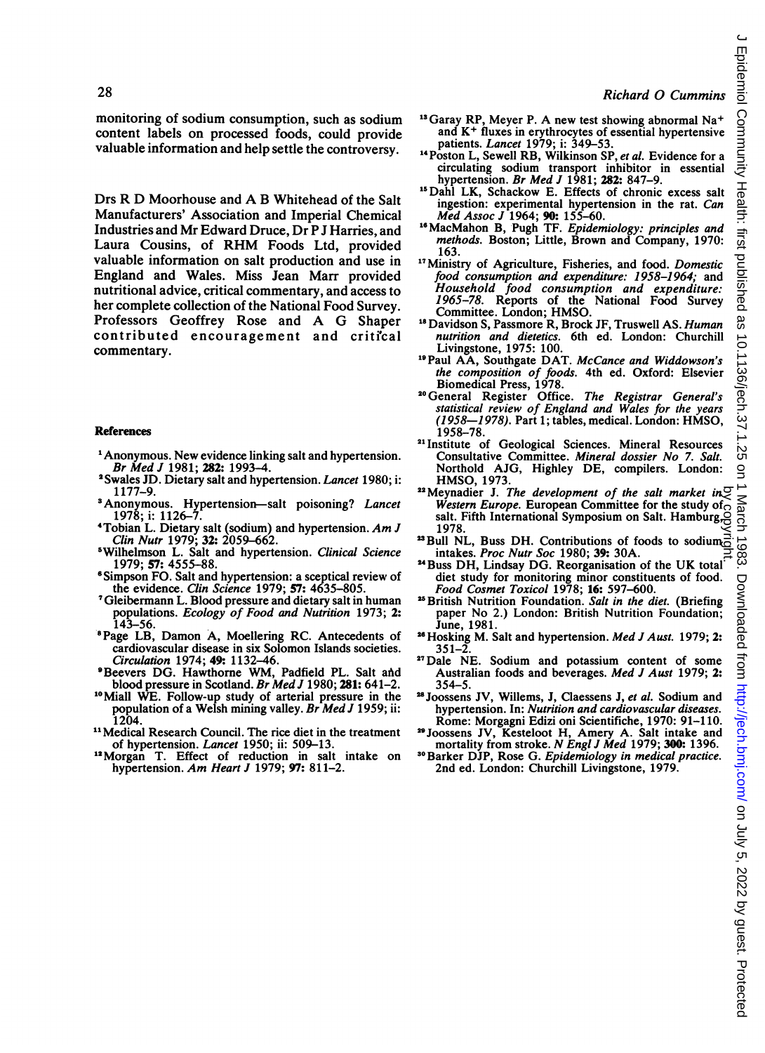monitoring of sodium consumption, such as sodium content labels on processed foods, could provide valuable information and help settle the controversy.

Drs R D Moorhouse and A B Whitehead of the Salt Manufacturers' Association and Imperial Chemical Industries and Mr Edward Druce, Dr P J Harries, and Laura Cousins, of RHM Foods Ltd, provided valuable information on salt production and use in England and Wales. Miss Jean Marr provided nutritional advice, critical commentary, and access to her complete collection of the National Food Survey. Professors Geoffrey Rose and A G Shaper contributed encouragement and critical commentary.

## References

[1] Anonymous. New evidence linking salt and hypertension. *Br Med J* 1981; **282:** 1993–4.

[2] Swales JD. Dietary salt and hypertension. *Lancet* 1980; i: 1177–9.

[3] Anonymous. Hypertension—salt poisoning? *Lancet* 1978; i: 1126–7.

[4] Tobian L. Dietary salt (sodium) and hypertension. *Am J Clin Nutr* 1979; **32:** 2059–662.

[5] Wilhelmson L. Salt and hypertension. *Clinical Science* 1979; **57:** 4555–88.

[6] Simpson FO. Salt and hypertension: a sceptical review of the evidence. *Clin Science* 1979; **57:** 4635–805.

[7] Gleibermann L. Blood pressure and dietary salt in human populations. *Ecology of Food and Nutrition* 1973; **2:** 143–56.

[8] Page LB, Damon A, Moellering RC. Antecedents of cardiovascular disease in six Solomon Islands societies. *Circulation* 1974; **49:** 1132–46.

[9] Beevers DG. Hawthorne WM, Padfield PL. Salt and blood pressure in Scotland. *Br Med J* 1980; **281:** 641–2.

[10] Miall WE. Follow-up study of arterial pressure in the population of a Welsh mining valley. *Br Med J* 1959; ii: 1204.

[11] Medical Research Council. The rice diet in the treatment of hypertension. *Lancet* 1950; ii: 509–13.

[12] Morgan T. Effect of reduction in salt intake on hypertension. *Am Heart J* 1979; **97:** 811–2.

[13] Garay RP, Meyer P. A new test showing abnormal $Na^+$ and $K^+$ fluxes in erythrocytes of essential hypertensive patients. *Lancet* 1979; i: 349–53.

[14] Poston L, Sewell RB, Wilkinson SP, *et al.* Evidence for a circulating sodium transport inhibitor in essential hypertension. *Br Med J* 1981; **282:** 847–9.

[15] Dahl LK, Schackow E. Effects of chronic excess salt ingestion: experimental hypertension in the rat. *Can Med Assoc J* 1964; **90:** 155–60.

[16] MacMahon B, Pugh TF. *Epidemiology: principles and methods.* Boston; Little, Brown and Company, 1970: 163.

[17] Ministry of Agriculture, Fisheries, and food. *Domestic food consumption and expenditure: 1958–1964;* and *Household food consumption and expenditure: 1965–78.* Reports of the National Food Survey Committee. London; HMSO.

[18] Davidson S, Passmore R, Brock JF, Truswell AS. *Human nutrition and dietetics.* 6th ed. London: Churchill Livingstone, 1975: 100.

[19] Paul AA, Southgate DAT. *McCance and Widdowson's the composition of foods.* 4th ed. Oxford: Elsevier Biomedical Press, 1978.

[20] General Register Office. *The Registrar General's statistical review of England and Wales for the years (1958—1978).* Part 1; tables, medical. London: HMSO, 1958–78.

[21] Institute of Geological Sciences. Mineral Resources Consultative Committee. *Mineral dossier No 7. Salt.* Northold AJG, Highley DE, compilers. London: HMSO, 1973.

[22] Meynadier J. *The development of the salt market in Western Europe.* European Committee for the study of salt. Fifth International Symposium on Salt. Hamburg, 1978.

[23] Bull NL, Buss DH. Contributions of foods to sodium intakes. *Proc Nutr Soc* 1980; **39:** 30A.

[24] Buss DH, Lindsay DG. Reorganisation of the UK total diet study for monitoring minor constituents of food. *Food Cosmet Toxicol* 1978; **16:** 597–600.

[25] British Nutrition Foundation. *Salt in the diet.* (Briefing paper No 2.) London: British Nutrition Foundation; June, 1981.

[26] Hosking M. Salt and hypertension. *Med J Aust.* 1979; **2:** 351–2.

[27] Dale NE. Sodium and potassium content of some Australian foods and beverages. *Med J Aust* 1979; **2:** 354–5.

[28] Joossens JV, Willems, J, Claessens J, *et al.* Sodium and hypertension. In: *Nutrition and cardiovascular diseases.* Rome: Morgagni Edizi oni Scientifiche, 1970: 91–110.

[29] Joossens JV, Kesteloot H, Amery A. Salt intake and mortality from stroke. *N Engl J Med* 1979; **300:** 1396.

[30] Barker DJP, Rose G. *Epidemiology in medical practice.* 2nd ed. London: Churchill Livingstone, 1979.